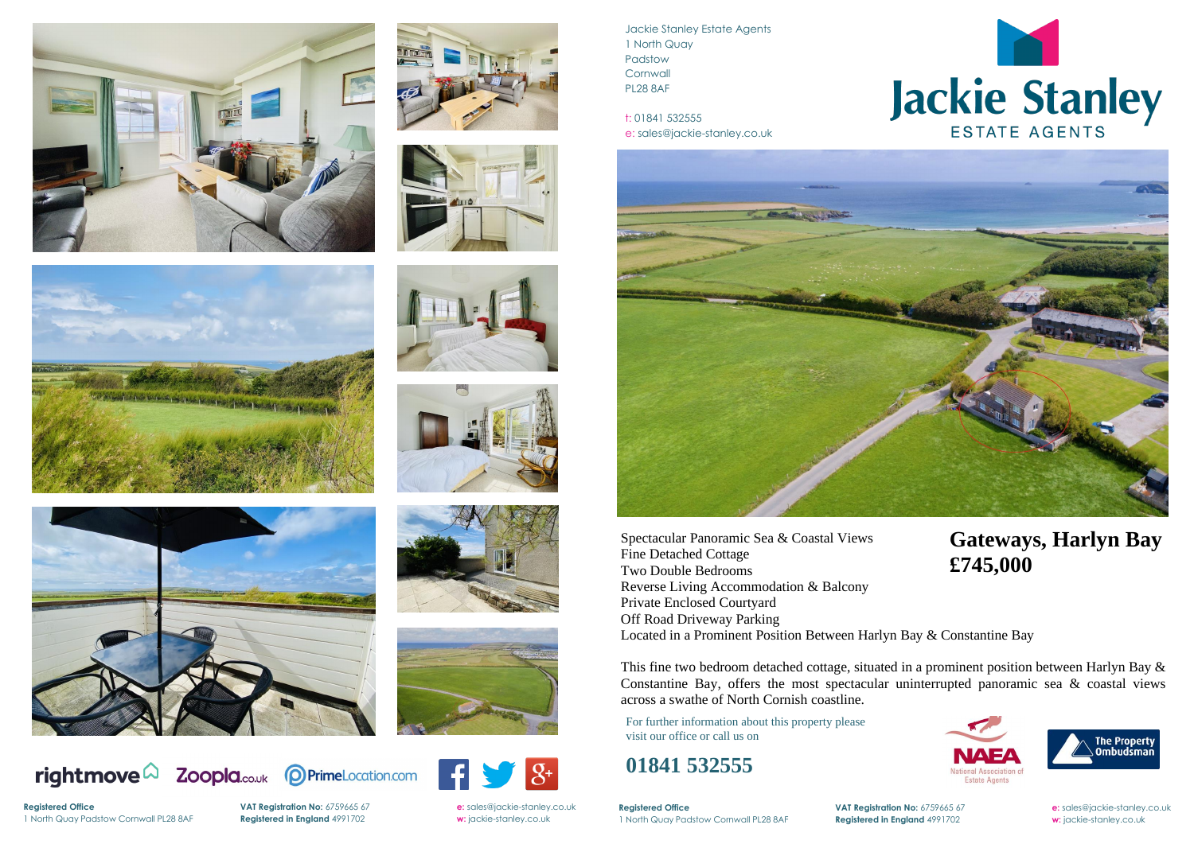Jackie Stanley Estate Agents
1 North Quay
Padstow
Cornwall
PL28 8AF

t: 01841 532555
e: sales@jackie-stanley.co.uk

Jackie Stanley
ESTATE AGENTS

# Gateways, Harlyn Bay
# £745,000

- Spectacular Panoramic Sea & Coastal Views
- Fine Detached Cottage
- Two Double Bedrooms
- Reverse Living Accommodation & Balcony
- Private Enclosed Courtyard
- Off Road Driveway Parking
- Located in a Prominent Position Between Harlyn Bay & Constantine Bay

This fine two bedroom detached cottage, situated in a prominent position between Harlyn Bay & Constantine Bay, offers the most spectacular uninterrupted panoramic sea & coastal views across a swathe of North Cornish coastline.

For further information about this property please visit our office or call us on

## 01841 532555

NAEA National Association of Estate Agents

The Property Ombudsman

rightmove Zoopla.co.uk PrimeLocation.com

**Registered Office**
1 North Quay Padstow Cornwall PL28 8AF

**VAT Registration No:** 6759665 67
**Registered in England** 4991702

**e:** sales@jackie-stanley.co.uk
**w:** jackie-stanley.co.uk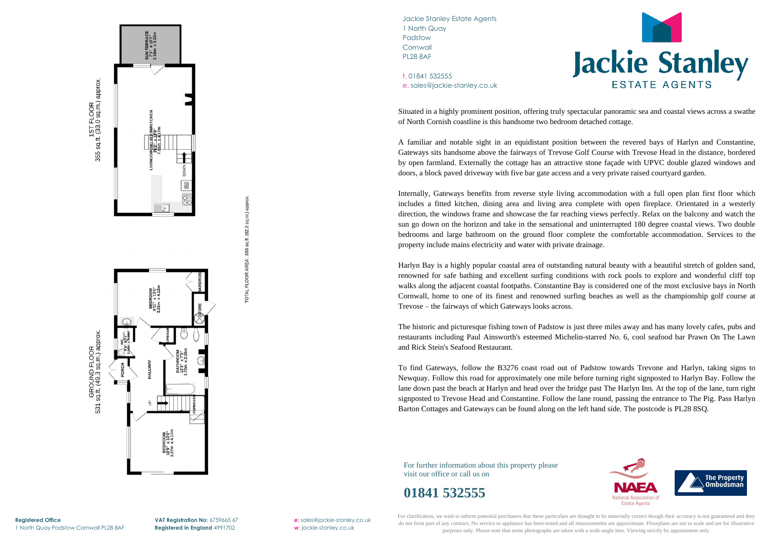1ST FLOOR
355 sq.ft. (33.0 sq.m.) approx.

SUN TERRACE
7'1" x 10'7"
2.16m x 3.22m

LIVING/DINING ROOM/KITCHEN
26'2" x 13'8"
7.98m x 4.17m

DOWN

GROUND FLOOR
531 sq.ft. (49.3 sq.m.) approx.

BEDROOM
9'11" x 13'6"
3.02m x 4.12m

WARDROBE

STORE

WC
6'5" x 2'2"
1.96m x 0.66m

CUPBOARD

PORCH

HALLWAY

BATHROOM
12'2" x 7'5"
3.72m x 2.26m

UP

CUPBOARD

BEDROOM
10'9" x 13'8"
3.27m x 4.17m

TOTAL FLOOR AREA : 885 sq.ft. (82.3 sq.m.) approx.

Jackie Stanley Estate Agents
1 North Quay
Padstow
Cornwall
PL28 8AF

t. 01841 532555
e. sales@jackie-stanley.co.uk

**Jackie Stanley**
ESTATE AGENTS

Situated in a highly prominent position, offering truly spectacular panoramic sea and coastal views across a swathe of North Cornish coastline is this handsome two bedroom detached cottage.

A familiar and notable sight in an equidistant position between the revered bays of Harlyn and Constantine, Gateways sits handsome above the fairways of Trevose Golf Course with Trevose Head in the distance, bordered by open farmland. Externally the cottage has an attractive stone façade with UPVC double glazed windows and doors, a block paved driveway with five bar gate access and a very private raised courtyard garden.

Internally, Gateways benefits from reverse style living accommodation with a full open plan first floor which includes a fitted kitchen, dining area and living area complete with open fireplace. Orientated in a westerly direction, the windows frame and showcase the far reaching views perfectly. Relax on the balcony and watch the sun go down on the horizon and take in the sensational and uninterrupted 180 degree coastal views. Two double bedrooms and large bathroom on the ground floor complete the comfortable accommodation. Services to the property include mains electricity and water with private drainage.

Harlyn Bay is a highly popular coastal area of outstanding natural beauty with a beautiful stretch of golden sand, renowned for safe bathing and excellent surfing conditions with rock pools to explore and wonderful cliff top walks along the adjacent coastal footpaths. Constantine Bay is considered one of the most exclusive bays in North Cornwall, home to one of its finest and renowned surfing beaches as well as the championship golf course at Trevose – the fairways of which Gateways looks across.

The historic and picturesque fishing town of Padstow is just three miles away and has many lovely cafes, pubs and restaurants including Paul Ainsworth's esteemed Michelin-starred No. 6, cool seafood bar Prawn On The Lawn and Rick Stein's Seafood Restaurant.

To find Gateways, follow the B3276 coast road out of Padstow towards Trevone and Harlyn, taking signs to Newquay. Follow this road for approximately one mile before turning right signposted to Harlyn Bay. Follow the lane down past the beach at Harlyn and head over the bridge past The Harlyn Inn. At the top of the lane, turn right signposted to Trevose Head and Constantine. Follow the lane round, passing the entrance to The Pig. Pass Harlyn Barton Cottages and Gateways can be found along on the left hand side. The postcode is PL28 8SQ.

For further information about this property please visit our office or call us on

**01841 532555**

NAEA National Association of Estate Agents

The Property Ombudsman

**Registered Office**
1 North Quay Padstow Cornwall PL28 8AF

**VAT Registration No:** 6759665 67
**Registered in England** 4991702

**e:** sales@jackie-stanley.co.uk
**w:** jackie-stanley.co.uk

For clarification, we wish to inform potential purchasers that these particulars are thought to be materially correct though their accuracy is not guaranteed and they do not form part of any contract. No service or appliance has been tested and all measurements are approximate. Floorplans are not to scale and are for illustrative purposes only. Please note that some photographs are taken with a wide-angle lens. Viewing strictly by appointment only.